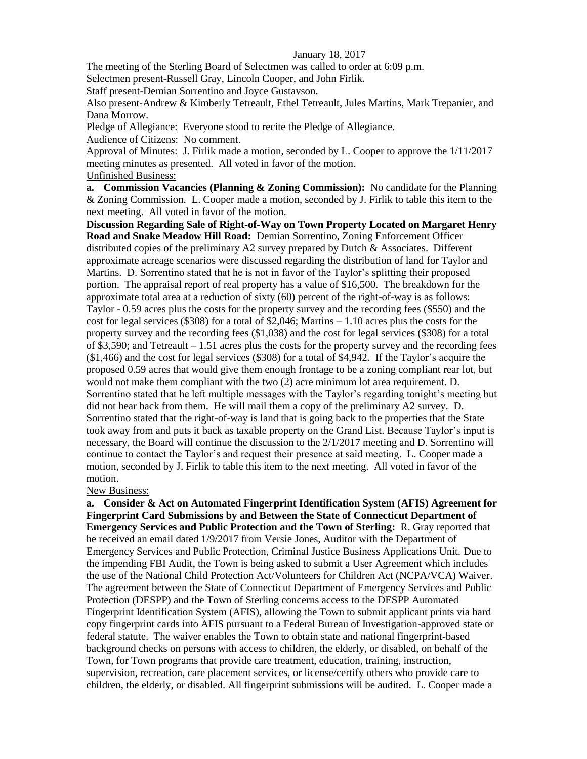January 18, 2017

The meeting of the Sterling Board of Selectmen was called to order at 6:09 p.m.

Selectmen present-Russell Gray, Lincoln Cooper, and John Firlik.

Staff present-Demian Sorrentino and Joyce Gustavson.

Also present-Andrew & Kimberly Tetreault, Ethel Tetreault, Jules Martins, Mark Trepanier, and Dana Morrow.

Pledge of Allegiance: Everyone stood to recite the Pledge of Allegiance.

Audience of Citizens: No comment.

Approval of Minutes: J. Firlik made a motion, seconded by L. Cooper to approve the 1/11/2017 meeting minutes as presented. All voted in favor of the motion.

Unfinished Business:

**a. Commission Vacancies (Planning & Zoning Commission):** No candidate for the Planning & Zoning Commission. L. Cooper made a motion, seconded by J. Firlik to table this item to the next meeting. All voted in favor of the motion.

**Discussion Regarding Sale of Right-of-Way on Town Property Located on Margaret Henry Road and Snake Meadow Hill Road:** Demian Sorrentino, Zoning Enforcement Officer distributed copies of the preliminary A2 survey prepared by Dutch & Associates. Different approximate acreage scenarios were discussed regarding the distribution of land for Taylor and Martins. D. Sorrentino stated that he is not in favor of the Taylor's splitting their proposed portion. The appraisal report of real property has a value of $16,500. The breakdown for the approximate total area at a reduction of sixty (60) percent of the right-of-way is as follows: Taylor - 0.59 acres plus the costs for the property survey and the recording fees ($550) and the cost for legal services ($308) for a total of $2,046; Martins – 1.10 acres plus the costs for the property survey and the recording fees ($1,038) and the cost for legal services ($308) for a total of $3,590; and Tetreault – 1.51 acres plus the costs for the property survey and the recording fees ($1,466) and the cost for legal services ($308) for a total of $4,942. If the Taylor's acquire the proposed 0.59 acres that would give them enough frontage to be a zoning compliant rear lot, but would not make them compliant with the two (2) acre minimum lot area requirement. D. Sorrentino stated that he left multiple messages with the Taylor's regarding tonight's meeting but did not hear back from them. He will mail them a copy of the preliminary A2 survey. D. Sorrentino stated that the right-of-way is land that is going back to the properties that the State took away from and puts it back as taxable property on the Grand List. Because Taylor's input is necessary, the Board will continue the discussion to the 2/1/2017 meeting and D. Sorrentino will continue to contact the Taylor's and request their presence at said meeting. L. Cooper made a motion, seconded by J. Firlik to table this item to the next meeting. All voted in favor of the motion.

New Business:

**a. Consider & Act on Automated Fingerprint Identification System (AFIS) Agreement for Fingerprint Card Submissions by and Between the State of Connecticut Department of Emergency Services and Public Protection and the Town of Sterling:** R. Gray reported that he received an email dated 1/9/2017 from Versie Jones, Auditor with the Department of Emergency Services and Public Protection, Criminal Justice Business Applications Unit. Due to the impending FBI Audit, the Town is being asked to submit a User Agreement which includes the use of the National Child Protection Act/Volunteers for Children Act (NCPA/VCA) Waiver. The agreement between the State of Connecticut Department of Emergency Services and Public Protection (DESPP) and the Town of Sterling concerns access to the DESPP Automated Fingerprint Identification System (AFIS), allowing the Town to submit applicant prints via hard copy fingerprint cards into AFIS pursuant to a Federal Bureau of Investigation-approved state or federal statute. The waiver enables the Town to obtain state and national fingerprint-based background checks on persons with access to children, the elderly, or disabled, on behalf of the Town, for Town programs that provide care treatment, education, training, instruction, supervision, recreation, care placement services, or license/certify others who provide care to children, the elderly, or disabled. All fingerprint submissions will be audited. L. Cooper made a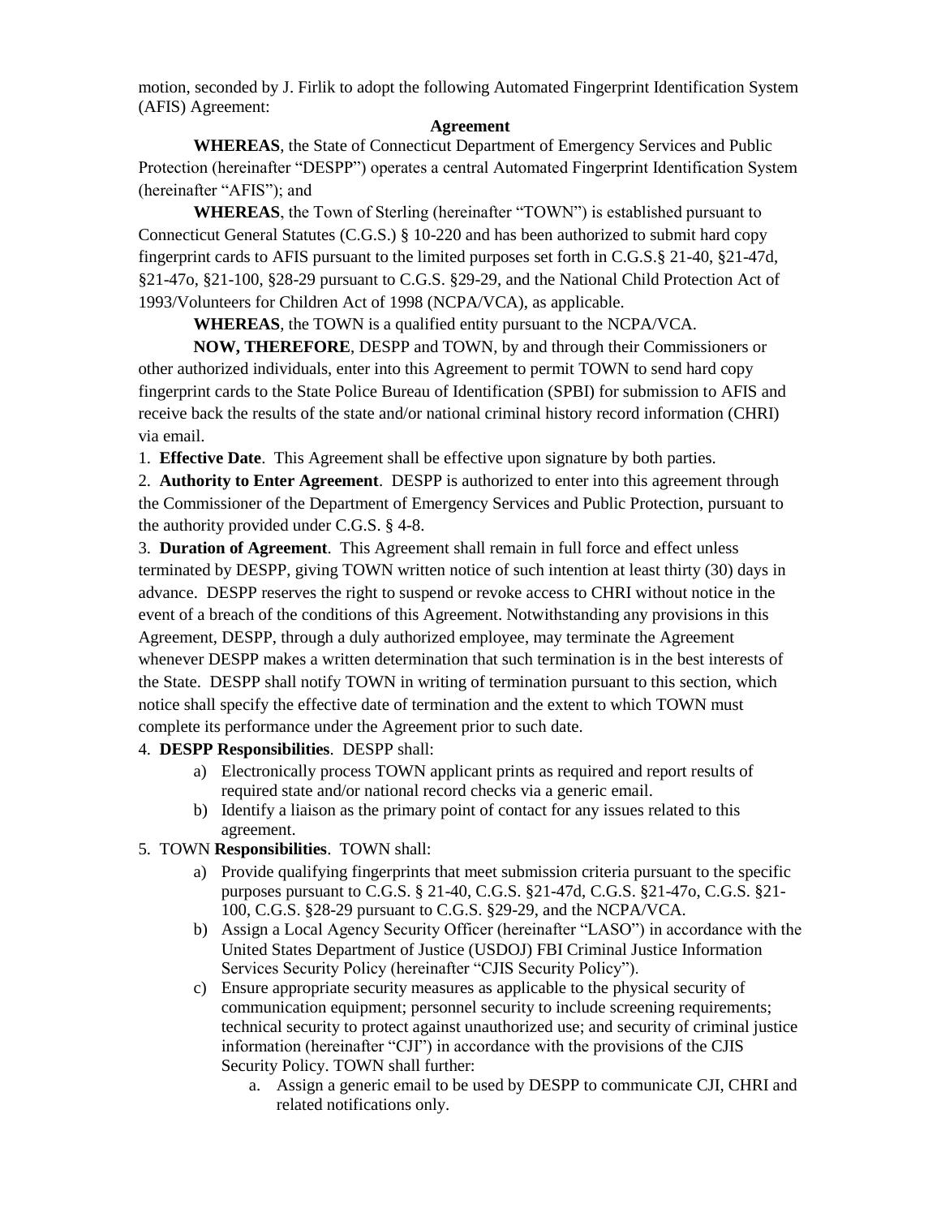motion, seconded by J. Firlik to adopt the following Automated Fingerprint Identification System (AFIS) Agreement:

**Agreement**

**WHEREAS**, the State of Connecticut Department of Emergency Services and Public Protection (hereinafter "DESPP") operates a central Automated Fingerprint Identification System (hereinafter "AFIS"); and

**WHEREAS**, the Town of Sterling (hereinafter "TOWN") is established pursuant to Connecticut General Statutes (C.G.S.) § 10-220 and has been authorized to submit hard copy fingerprint cards to AFIS pursuant to the limited purposes set forth in C.G.S.§ 21-40, §21-47d, §21-47o, §21-100, §28-29 pursuant to C.G.S. §29-29, and the National Child Protection Act of 1993/Volunteers for Children Act of 1998 (NCPA/VCA), as applicable.

**WHEREAS**, the TOWN is a qualified entity pursuant to the NCPA/VCA.

**NOW, THEREFORE**, DESPP and TOWN, by and through their Commissioners or other authorized individuals, enter into this Agreement to permit TOWN to send hard copy fingerprint cards to the State Police Bureau of Identification (SPBI) for submission to AFIS and receive back the results of the state and/or national criminal history record information (CHRI) via email.

1. **Effective Date**. This Agreement shall be effective upon signature by both parties.
2. **Authority to Enter Agreement**. DESPP is authorized to enter into this agreement through the Commissioner of the Department of Emergency Services and Public Protection, pursuant to the authority provided under C.G.S. § 4-8.
3. **Duration of Agreement**. This Agreement shall remain in full force and effect unless terminated by DESPP, giving TOWN written notice of such intention at least thirty (30) days in advance. DESPP reserves the right to suspend or revoke access to CHRI without notice in the event of a breach of the conditions of this Agreement. Notwithstanding any provisions in this Agreement, DESPP, through a duly authorized employee, may terminate the Agreement whenever DESPP makes a written determination that such termination is in the best interests of the State. DESPP shall notify TOWN in writing of termination pursuant to this section, which notice shall specify the effective date of termination and the extent to which TOWN must complete its performance under the Agreement prior to such date.
4. **DESPP Responsibilities**. DESPP shall:
   a) Electronically process TOWN applicant prints as required and report results of required state and/or national record checks via a generic email.
   b) Identify a liaison as the primary point of contact for any issues related to this agreement.
5. TOWN **Responsibilities**. TOWN shall:
   a) Provide qualifying fingerprints that meet submission criteria pursuant to the specific purposes pursuant to C.G.S. § 21-40, C.G.S. §21-47d, C.G.S. §21-47o, C.G.S. §21-100, C.G.S. §28-29 pursuant to C.G.S. §29-29, and the NCPA/VCA.
   b) Assign a Local Agency Security Officer (hereinafter "LASO") in accordance with the United States Department of Justice (USDOJ) FBI Criminal Justice Information Services Security Policy (hereinafter "CJIS Security Policy").
   c) Ensure appropriate security measures as applicable to the physical security of communication equipment; personnel security to include screening requirements; technical security to protect against unauthorized use; and security of criminal justice information (hereinafter "CJI") in accordance with the provisions of the CJIS Security Policy. TOWN shall further:
      a. Assign a generic email to be used by DESPP to communicate CJI, CHRI and related notifications only.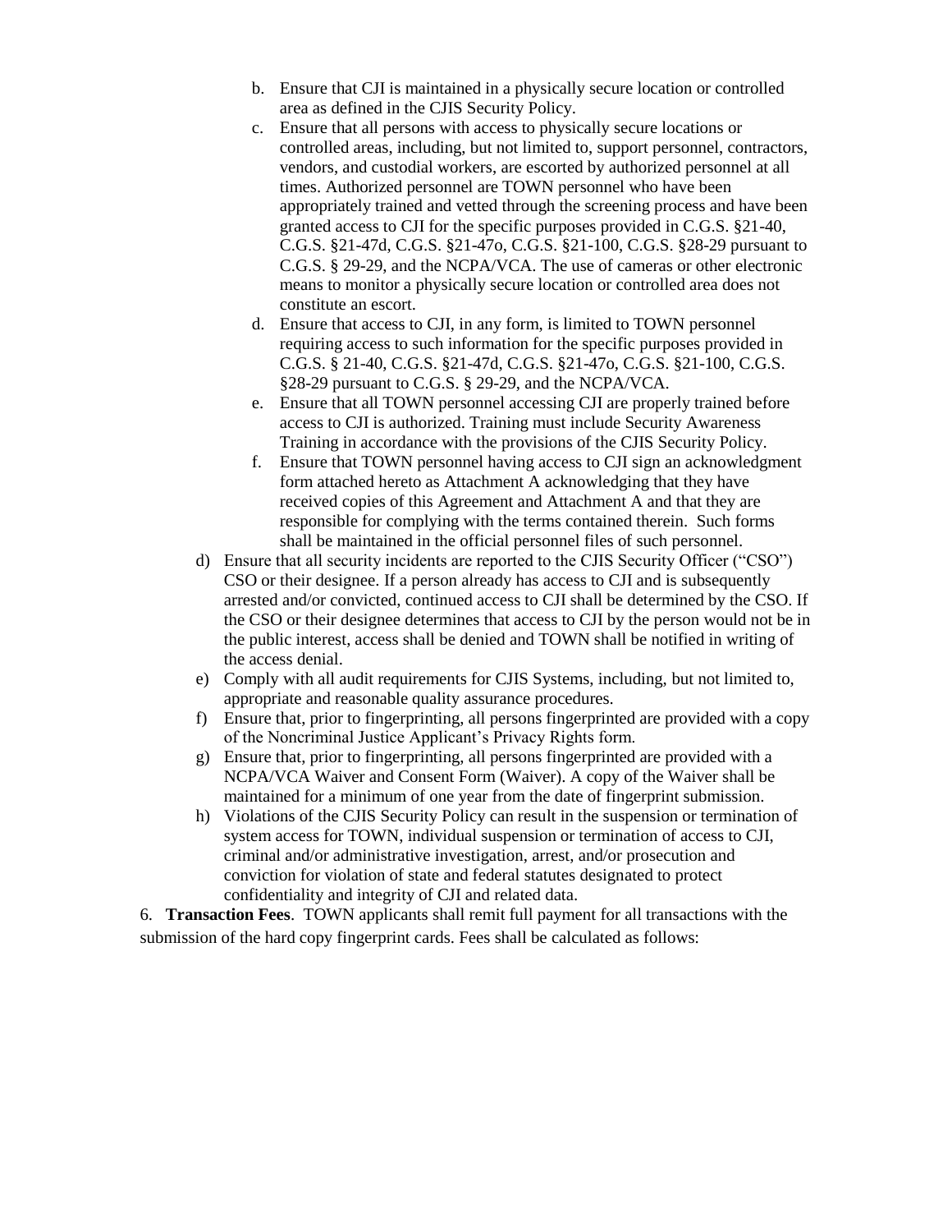b. Ensure that CJI is maintained in a physically secure location or controlled area as defined in the CJIS Security Policy.
   c. Ensure that all persons with access to physically secure locations or controlled areas, including, but not limited to, support personnel, contractors, vendors, and custodial workers, are escorted by authorized personnel at all times. Authorized personnel are TOWN personnel who have been appropriately trained and vetted through the screening process and have been granted access to CJI for the specific purposes provided in C.G.S. §21-40, C.G.S. §21-47d, C.G.S. §21-47o, C.G.S. §21-100, C.G.S. §28-29 pursuant to C.G.S. § 29-29, and the NCPA/VCA. The use of cameras or other electronic means to monitor a physically secure location or controlled area does not constitute an escort.
   d. Ensure that access to CJI, in any form, is limited to TOWN personnel requiring access to such information for the specific purposes provided in C.G.S. § 21-40, C.G.S. §21-47d, C.G.S. §21-47o, C.G.S. §21-100, C.G.S. §28-29 pursuant to C.G.S. § 29-29, and the NCPA/VCA.
   e. Ensure that all TOWN personnel accessing CJI are properly trained before access to CJI is authorized. Training must include Security Awareness Training in accordance with the provisions of the CJIS Security Policy.
   f. Ensure that TOWN personnel having access to CJI sign an acknowledgment form attached hereto as Attachment A acknowledging that they have received copies of this Agreement and Attachment A and that they are responsible for complying with the terms contained therein. Such forms shall be maintained in the official personnel files of such personnel.

d) Ensure that all security incidents are reported to the CJIS Security Officer ("CSO") CSO or their designee. If a person already has access to CJI and is subsequently arrested and/or convicted, continued access to CJI shall be determined by the CSO. If the CSO or their designee determines that access to CJI by the person would not be in the public interest, access shall be denied and TOWN shall be notified in writing of the access denial.

e) Comply with all audit requirements for CJIS Systems, including, but not limited to, appropriate and reasonable quality assurance procedures.

f) Ensure that, prior to fingerprinting, all persons fingerprinted are provided with a copy of the Noncriminal Justice Applicant's Privacy Rights form.

g) Ensure that, prior to fingerprinting, all persons fingerprinted are provided with a NCPA/VCA Waiver and Consent Form (Waiver). A copy of the Waiver shall be maintained for a minimum of one year from the date of fingerprint submission.

h) Violations of the CJIS Security Policy can result in the suspension or termination of system access for TOWN, individual suspension or termination of access to CJI, criminal and/or administrative investigation, arrest, and/or prosecution and conviction for violation of state and federal statutes designated to protect confidentiality and integrity of CJI and related data.

6. **Transaction Fees**. TOWN applicants shall remit full payment for all transactions with the submission of the hard copy fingerprint cards. Fees shall be calculated as follows: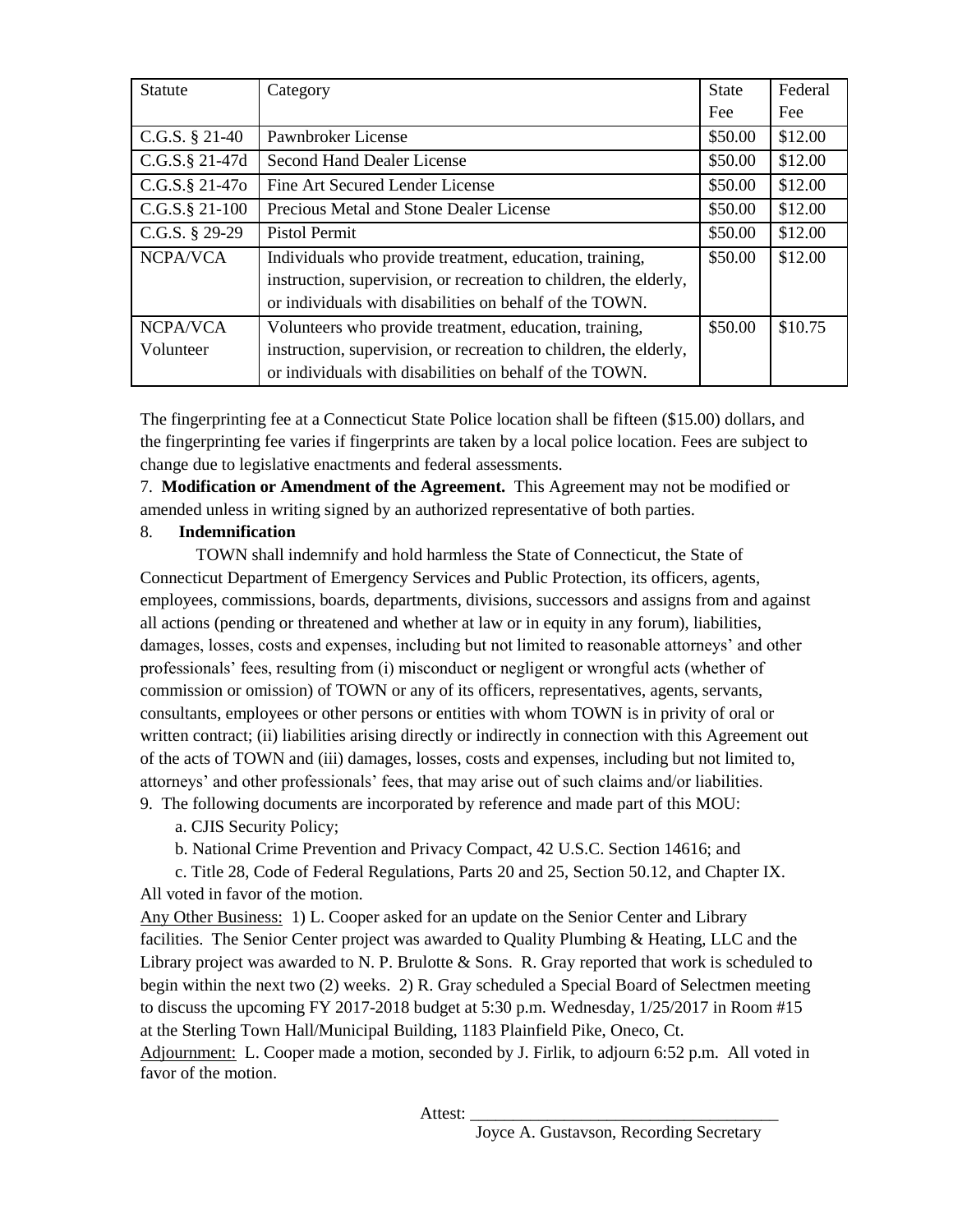| Statute | Category | State Fee | Federal Fee |
|---|---|---|---|
| C.G.S. § 21-40 | Pawnbroker License | $50.00 | $12.00 |
| C.G.S.§ 21-47d | Second Hand Dealer License | $50.00 | $12.00 |
| C.G.S.§ 21-47o | Fine Art Secured Lender License | $50.00 | $12.00 |
| C.G.S.§ 21-100 | Precious Metal and Stone Dealer License | $50.00 | $12.00 |
| C.G.S. § 29-29 | Pistol Permit | $50.00 | $12.00 |
| NCPA/VCA | Individuals who provide treatment, education, training, instruction, supervision, or recreation to children, the elderly, or individuals with disabilities on behalf of the TOWN. | $50.00 | $12.00 |
| NCPA/VCA Volunteer | Volunteers who provide treatment, education, training, instruction, supervision, or recreation to children, the elderly, or individuals with disabilities on behalf of the TOWN. | $50.00 | $10.75 |

The fingerprinting fee at a Connecticut State Police location shall be fifteen ($15.00) dollars, and the fingerprinting fee varies if fingerprints are taken by a local police location. Fees are subject to change due to legislative enactments and federal assessments.

7. **Modification or Amendment of the Agreement.** This Agreement may not be modified or amended unless in writing signed by an authorized representative of both parties.

8. **Indemnification**

TOWN shall indemnify and hold harmless the State of Connecticut, the State of Connecticut Department of Emergency Services and Public Protection, its officers, agents, employees, commissions, boards, departments, divisions, successors and assigns from and against all actions (pending or threatened and whether at law or in equity in any forum), liabilities, damages, losses, costs and expenses, including but not limited to reasonable attorneys' and other professionals' fees, resulting from (i) misconduct or negligent or wrongful acts (whether of commission or omission) of TOWN or any of its officers, representatives, agents, servants, consultants, employees or other persons or entities with whom TOWN is in privity of oral or written contract; (ii) liabilities arising directly or indirectly in connection with this Agreement out of the acts of TOWN and (iii) damages, losses, costs and expenses, including but not limited to, attorneys' and other professionals' fees, that may arise out of such claims and/or liabilities.

9. The following documents are incorporated by reference and made part of this MOU:

a. CJIS Security Policy;

b. National Crime Prevention and Privacy Compact, 42 U.S.C. Section 14616; and

c. Title 28, Code of Federal Regulations, Parts 20 and 25, Section 50.12, and Chapter IX.

All voted in favor of the motion.

Any Other Business: 1) L. Cooper asked for an update on the Senior Center and Library facilities. The Senior Center project was awarded to Quality Plumbing & Heating, LLC and the Library project was awarded to N. P. Brulotte & Sons. R. Gray reported that work is scheduled to begin within the next two (2) weeks. 2) R. Gray scheduled a Special Board of Selectmen meeting to discuss the upcoming FY 2017-2018 budget at 5:30 p.m. Wednesday, 1/25/2017 in Room #15 at the Sterling Town Hall/Municipal Building, 1183 Plainfield Pike, Oneco, Ct.

Adjournment: L. Cooper made a motion, seconded by J. Firlik, to adjourn 6:52 p.m. All voted in favor of the motion.

Attest: ____________________________________

Joyce A. Gustavson, Recording Secretary